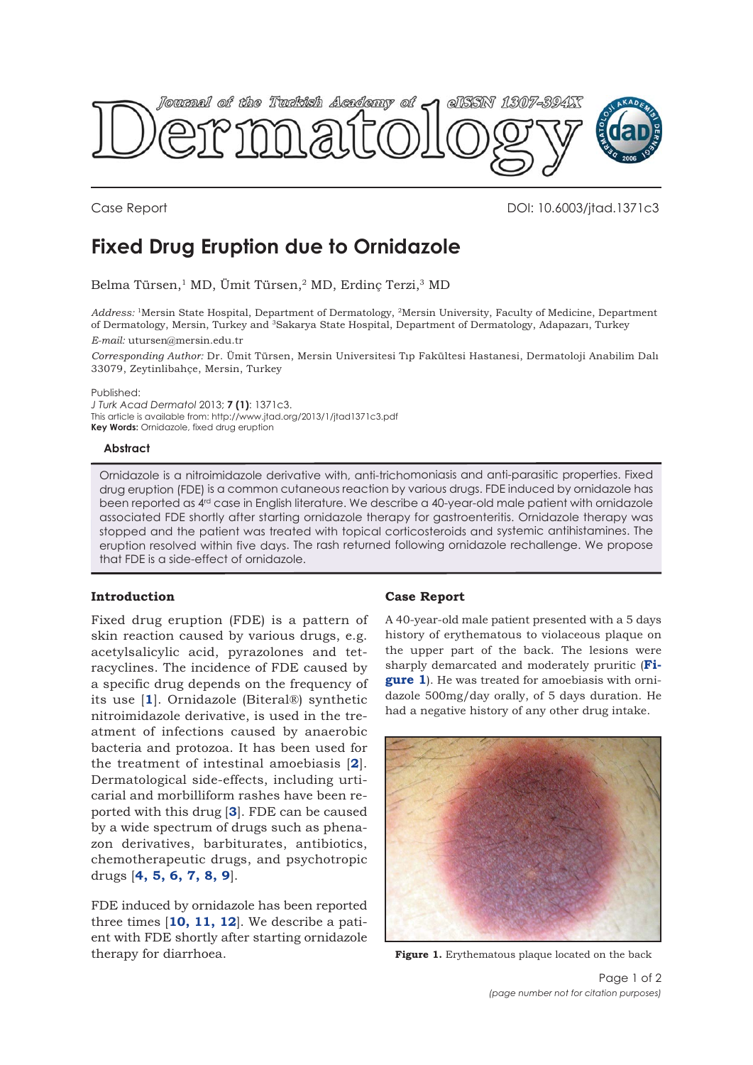Case Report

DOI: 10.6003/jtad.1371c3

# Fixed Drug Eruption due to Ornidazole

Belma Türsen,[1] MD, Ümit Türsen,[2] MD, Erdinç Terzi,[3] MD

*Address:* [1]Mersin State Hospital, Department of Dermatology, [2]Mersin University, Faculty of Medicine, Department of Dermatology, Mersin, Turkey and [3]Sakarya State Hospital, Department of Dermatology, Adapazarı, Turkey

*E-mail:* utursen@mersin.edu.tr

*Corresponding Author:* Dr. Ümit Türsen, Mersin Universitesi Tıp Fakültesi Hastanesi, Dermatoloji Anabilim Dalı 33079, Zeytinlibahçe, Mersin, Turkey

Published:
*J Turk Acad Dermatol* 2013; **7 (1)**: 1371c3.
This article is available from: http://www.jtad.org/2013/1/jtad1371c3.pdf
**Key Words:** Ornidazole, fixed drug eruption

### Abstract

Ornidazole is a nitroimidazole derivative with, anti-trichomoniasis and anti-parasitic properties. Fixed drug eruption (FDE) is a common cutaneous reaction by various drugs. FDE induced by ornidazole has been reported as 4rd case in English literature. We describe a 40-year-old male patient with ornidazole associated FDE shortly after starting ornidazole therapy for gastroenteritis. Ornidazole therapy was stopped and the patient was treated with topical corticosteroids and systemic antihistamines. The eruption resolved within five days. The rash returned following ornidazole rechallenge. We propose that FDE is a side-effect of ornidazole.

## Introduction

Fixed drug eruption (FDE) is a pattern of skin reaction caused by various drugs, e.g. acetylsalicylic acid, pyrazolones and tetracyclines. The incidence of FDE caused by a specific drug depends on the frequency of its use [1]. Ornidazole (Biteral®) synthetic nitroimidazole derivative, is used in the treatment of infections caused by anaerobic bacteria and protozoa. It has been used for the treatment of intestinal amoebiasis [2]. Dermatological side-effects, including urticarial and morbilliform rashes have been reported with this drug [3]. FDE can be caused by a wide spectrum of drugs such as phenazon derivatives, barbiturates, antibiotics, chemotherapeutic drugs, and psychotropic drugs [4, 5, 6, 7, 8, 9].

FDE induced by ornidazole has been reported three times [10, 11, 12]. We describe a patient with FDE shortly after starting ornidazole therapy for diarrhoea.

## Case Report

A 40-year-old male patient presented with a 5 days history of erythematous to violaceous plaque on the upper part of the back. The lesions were sharply demarcated and moderately pruritic (**Figure 1**). He was treated for amoebiasis with ornidazole 500mg/day orally, of 5 days duration. He had a negative history of any other drug intake.

**Figure 1.** Erythematous plaque located on the back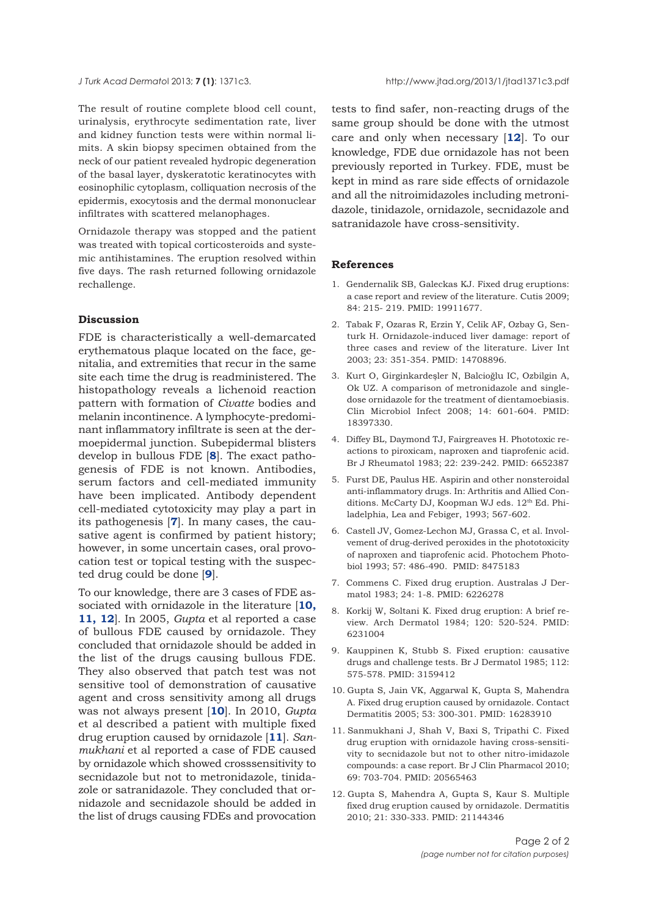The result of routine complete blood cell count, urinalysis, erythrocyte sedimentation rate, liver and kidney function tests were within normal limits. A skin biopsy specimen obtained from the neck of our patient revealed hydropic degeneration of the basal layer, dyskeratotic keratinocytes with eosinophilic cytoplasm, colliquation necrosis of the epidermis, exocytosis and the dermal mononuclear infiltrates with scattered melanophages.

Ornidazole therapy was stopped and the patient was treated with topical corticosteroids and systemic antihistamines. The eruption resolved within five days. The rash returned following ornidazole rechallenge.

### Discussion

FDE is characteristically a well-demarcated erythematous plaque located on the face, genitalia, and extremities that recur in the same site each time the drug is readministered. The histopathology reveals a lichenoid reaction pattern with formation of *Civatte* bodies and melanin incontinence. A lymphocyte-predominant inflammatory infiltrate is seen at the dermoepidermal junction. Subepidermal blisters develop in bullous FDE [**8**]. The exact pathogenesis of FDE is not known. Antibodies, serum factors and cell-mediated immunity have been implicated. Antibody dependent cell-mediated cytotoxicity may play a part in its pathogenesis [**7**]. In many cases, the causative agent is confirmed by patient history; however, in some uncertain cases, oral provocation test or topical testing with the suspected drug could be done [**9**].

To our knowledge, there are 3 cases of FDE associated with ornidazole in the literature [**10, 11, 12**]. In 2005, *Gupta* et al reported a case of bullous FDE caused by ornidazole. They concluded that ornidazole should be added in the list of the drugs causing bullous FDE. They also observed that patch test was not sensitive tool of demonstration of causative agent and cross sensitivity among all drugs was not always present [**10**]. In 2010, *Gupta* et al described a patient with multiple fixed drug eruption caused by ornidazole [**11**]. *Sanmukhani* et al reported a case of FDE caused by ornidazole which showed crosssensitivity to secnidazole but not to metronidazole, tinidazole or satranidazole. They concluded that ornidazole and secnidazole should be added in the list of drugs causing FDEs and provocation tests to find safer, non-reacting drugs of the same group should be done with the utmost care and only when necessary [**12**]. To our knowledge, FDE due ornidazole has not been previously reported in Turkey. FDE, must be kept in mind as rare side effects of ornidazole and all the nitroimidazoles including metronidazole, tinidazole, ornidazole, secnidazole and satranidazole have cross-sensitivity.

### References

1. Gendernalik SB, Galeckas KJ. Fixed drug eruptions: a case report and review of the literature. Cutis 2009; 84: 215- 219. PMID: 19911677.
2. Tabak F, Ozaras R, Erzin Y, Celik AF, Ozbay G, Senturk H. Ornidazole-induced liver damage: report of three cases and review of the literature. Liver Int 2003; 23: 351-354. PMID: 14708896.
3. Kurt O, Girginkardeşler N, Balcioğlu IC, Ozbilgin A, Ok UZ. A comparison of metronidazole and single-dose ornidazole for the treatment of dientamoebiasis. Clin Microbiol Infect 2008; 14: 601-604. PMID: 18397330.
4. Diffey BL, Daymond TJ, Fairgreaves H. Phototoxic reactions to piroxicam, naproxen and tiaprofenic acid. Br J Rheumatol 1983; 22: 239-242. PMID: 6652387
5. Furst DE, Paulus HE. Aspirin and other nonsteroidal anti-inflammatory drugs. In: Arthritis and Allied Conditions. McCarty DJ, Koopman WJ eds. 12th Ed. Philadelphia, Lea and Febiger, 1993; 567-602.
6. Castell JV, Gomez-Lechon MJ, Grassa C, et al. Involvement of drug-derived peroxides in the phototoxicity of naproxen and tiaprofenic acid. Photochem Photobiol 1993; 57: 486-490. PMID: 8475183
7. Commens C. Fixed drug eruption. Australas J Dermatol 1983; 24: 1-8. PMID: 6226278
8. Korkij W, Soltani K. Fixed drug eruption: A brief review. Arch Dermatol 1984; 120: 520-524. PMID: 6231004
9. Kauppinen K, Stubb S. Fixed eruption: causative drugs and challenge tests. Br J Dermatol 1985; 112: 575-578. PMID: 3159412
10. Gupta S, Jain VK, Aggarwal K, Gupta S, Mahendra A. Fixed drug eruption caused by ornidazole. Contact Dermatitis 2005; 53: 300-301. PMID: 16283910
11. Sanmukhani J, Shah V, Baxi S, Tripathi C. Fixed drug eruption with ornidazole having cross-sensitivity to secnidazole but not to other nitro-imidazole compounds: a case report. Br J Clin Pharmacol 2010; 69: 703-704. PMID: 20565463
12. Gupta S, Mahendra A, Gupta S, Kaur S. Multiple fixed drug eruption caused by ornidazole. Dermatitis 2010; 21: 330-333. PMID: 21144346